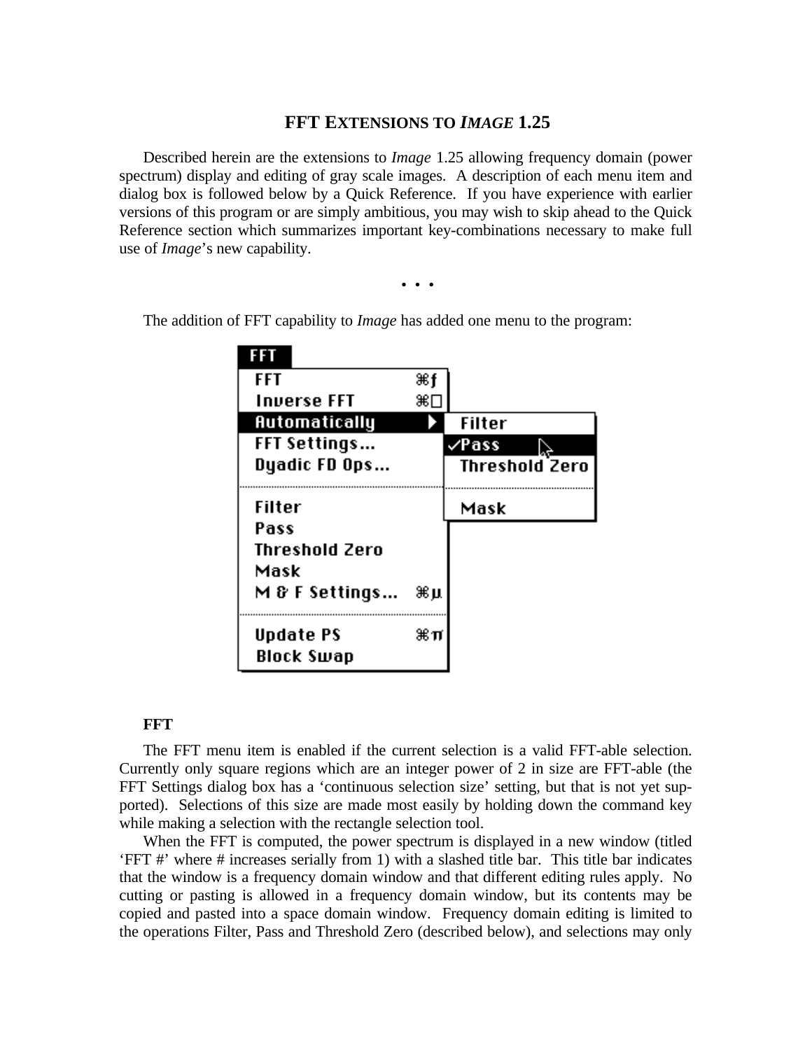# FFT EXTENSIONS TO *IMAGE* 1.25

Described herein are the extensions to *Image* 1.25 allowing frequency domain (power spectrum) display and editing of gray scale images. A description of each menu item and dialog box is followed below by a Quick Reference. If you have experience with earlier versions of this program or are simply ambitious, you may wish to skip ahead to the Quick Reference section which summarizes important key-combinations necessary to make full use of *Image*'s new capability.

• • •

The addition of FFT capability to *Image* has added one menu to the program:

**FFT**

- FFT ⌘ƒ
- Inverse FFT ⌘□
- Automatically ▶
  - Filter
  - ✓Pass
  - Threshold Zero
  - Mask
- FFT Settings…
- Dyadic FD Ops…
- Filter
- Pass
- Threshold Zero
- Mask
- M & F Settings… ⌘µ
- Update PS ⌘π
- Block Swap

### FFT

The FFT menu item is enabled if the current selection is a valid FFT-able selection. Currently only square regions which are an integer power of 2 in size are FFT-able (the FFT Settings dialog box has a 'continuous selection size' setting, but that is not yet supported). Selections of this size are made most easily by holding down the command key while making a selection with the rectangle selection tool.

When the FFT is computed, the power spectrum is displayed in a new window (titled 'FFT #' where # increases serially from 1) with a slashed title bar. This title bar indicates that the window is a frequency domain window and that different editing rules apply. No cutting or pasting is allowed in a frequency domain window, but its contents may be copied and pasted into a space domain window. Frequency domain editing is limited to the operations Filter, Pass and Threshold Zero (described below), and selections may only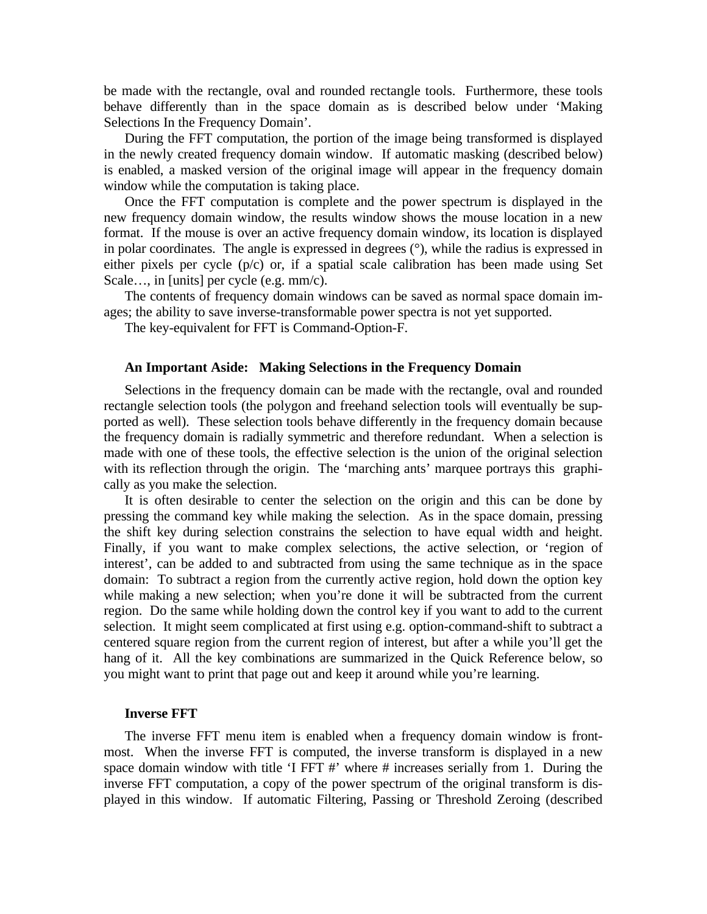be made with the rectangle, oval and rounded rectangle tools. Furthermore, these tools behave differently than in the space domain as is described below under ‘Making Selections In the Frequency Domain’.

During the FFT computation, the portion of the image being transformed is displayed in the newly created frequency domain window. If automatic masking (described below) is enabled, a masked version of the original image will appear in the frequency domain window while the computation is taking place.

Once the FFT computation is complete and the power spectrum is displayed in the new frequency domain window, the results window shows the mouse location in a new format. If the mouse is over an active frequency domain window, its location is displayed in polar coordinates. The angle is expressed in degrees (°), while the radius is expressed in either pixels per cycle (p/c) or, if a spatial scale calibration has been made using Set Scale…, in [units] per cycle (e.g. mm/c).

The contents of frequency domain windows can be saved as normal space domain images; the ability to save inverse-transformable power spectra is not yet supported.

The key-equivalent for FFT is Command-Option-F.

### An Important Aside: Making Selections in the Frequency Domain

Selections in the frequency domain can be made with the rectangle, oval and rounded rectangle selection tools (the polygon and freehand selection tools will eventually be supported as well). These selection tools behave differently in the frequency domain because the frequency domain is radially symmetric and therefore redundant. When a selection is made with one of these tools, the effective selection is the union of the original selection with its reflection through the origin. The ‘marching ants’ marquee portrays this graphically as you make the selection.

It is often desirable to center the selection on the origin and this can be done by pressing the command key while making the selection. As in the space domain, pressing the shift key during selection constrains the selection to have equal width and height. Finally, if you want to make complex selections, the active selection, or ‘region of interest’, can be added to and subtracted from using the same technique as in the space domain: To subtract a region from the currently active region, hold down the option key while making a new selection; when you’re done it will be subtracted from the current region. Do the same while holding down the control key if you want to add to the current selection. It might seem complicated at first using e.g. option-command-shift to subtract a centered square region from the current region of interest, but after a while you’ll get the hang of it. All the key combinations are summarized in the Quick Reference below, so you might want to print that page out and keep it around while you’re learning.

### Inverse FFT

The inverse FFT menu item is enabled when a frequency domain window is frontmost. When the inverse FFT is computed, the inverse transform is displayed in a new space domain window with title ‘I FFT #’ where # increases serially from 1. During the inverse FFT computation, a copy of the power spectrum of the original transform is displayed in this window. If automatic Filtering, Passing or Threshold Zeroing (described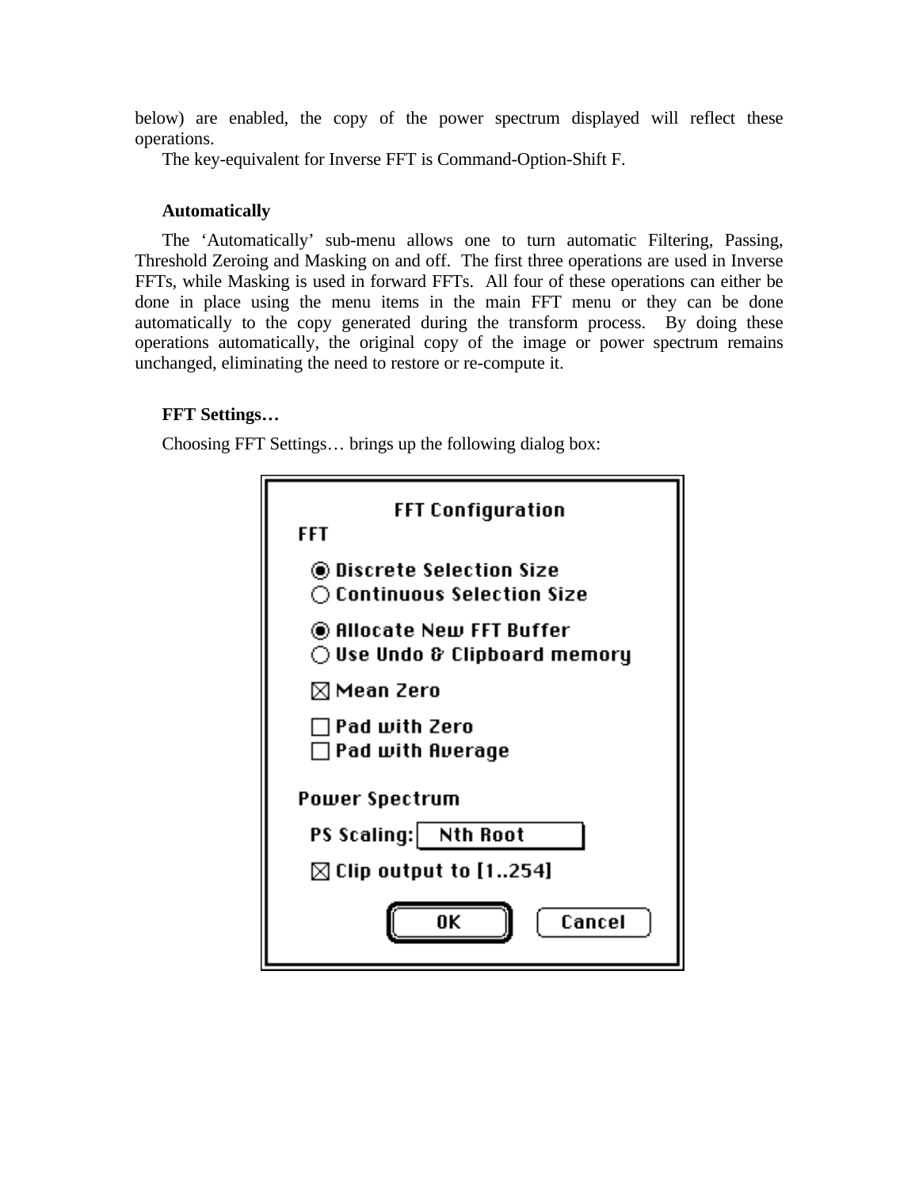below) are enabled, the copy of the power spectrum displayed will reflect these operations.

The key-equivalent for Inverse FFT is Command-Option-Shift F.

**Automatically**

The 'Automatically' sub-menu allows one to turn automatic Filtering, Passing, Threshold Zeroing and Masking on and off. The first three operations are used in Inverse FFTs, while Masking is used in forward FFTs. All four of these operations can either be done in place using the menu items in the main FFT menu or they can be done automatically to the copy generated during the transform process. By doing these operations automatically, the original copy of the image or power spectrum remains unchanged, eliminating the need to restore or re-compute it.

**FFT Settings…**

Choosing FFT Settings… brings up the following dialog box:

FFT Configuration

FFT

- (•) Discrete Selection Size
- ( ) Continuous Selection Size

- (•) Allocate New FFT Buffer
- ( ) Use Undo & Clipboard memory

- [x] Mean Zero

- [ ] Pad with Zero
- [ ] Pad with Average

Power Spectrum

PS Scaling: Nth Root

- [x] Clip output to [1..254]

OK Cancel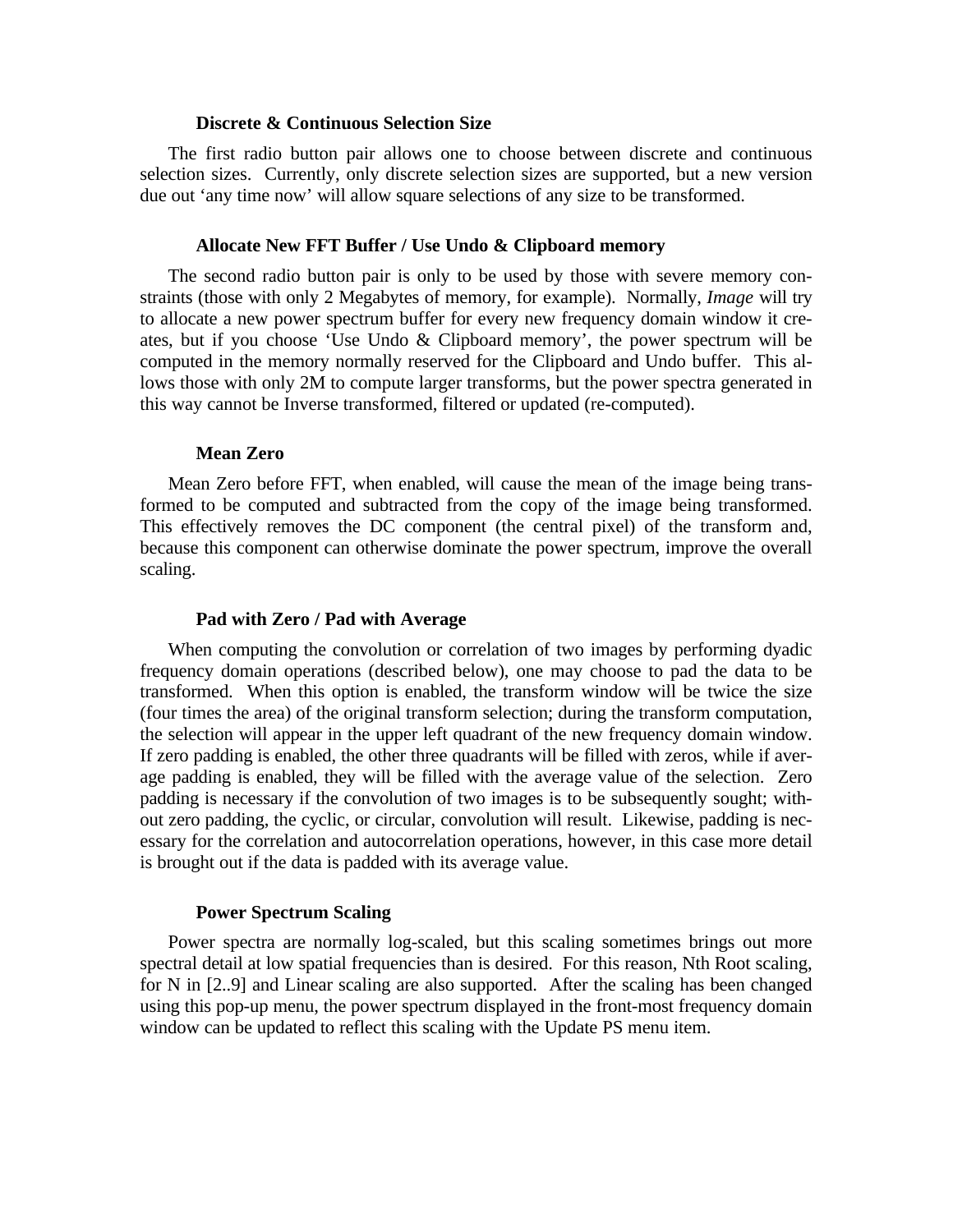### Discrete & Continuous Selection Size

The first radio button pair allows one to choose between discrete and continuous selection sizes. Currently, only discrete selection sizes are supported, but a new version due out 'any time now' will allow square selections of any size to be transformed.

### Allocate New FFT Buffer / Use Undo & Clipboard memory

The second radio button pair is only to be used by those with severe memory constraints (those with only 2 Megabytes of memory, for example). Normally, *Image* will try to allocate a new power spectrum buffer for every new frequency domain window it creates, but if you choose 'Use Undo & Clipboard memory', the power spectrum will be computed in the memory normally reserved for the Clipboard and Undo buffer. This allows those with only 2M to compute larger transforms, but the power spectra generated in this way cannot be Inverse transformed, filtered or updated (re-computed).

### Mean Zero

Mean Zero before FFT, when enabled, will cause the mean of the image being transformed to be computed and subtracted from the copy of the image being transformed. This effectively removes the DC component (the central pixel) of the transform and, because this component can otherwise dominate the power spectrum, improve the overall scaling.

### Pad with Zero / Pad with Average

When computing the convolution or correlation of two images by performing dyadic frequency domain operations (described below), one may choose to pad the data to be transformed. When this option is enabled, the transform window will be twice the size (four times the area) of the original transform selection; during the transform computation, the selection will appear in the upper left quadrant of the new frequency domain window. If zero padding is enabled, the other three quadrants will be filled with zeros, while if average padding is enabled, they will be filled with the average value of the selection. Zero padding is necessary if the convolution of two images is to be subsequently sought; without zero padding, the cyclic, or circular, convolution will result. Likewise, padding is necessary for the correlation and autocorrelation operations, however, in this case more detail is brought out if the data is padded with its average value.

### Power Spectrum Scaling

Power spectra are normally log-scaled, but this scaling sometimes brings out more spectral detail at low spatial frequencies than is desired. For this reason, Nth Root scaling, for N in [2..9] and Linear scaling are also supported. After the scaling has been changed using this pop-up menu, the power spectrum displayed in the front-most frequency domain window can be updated to reflect this scaling with the Update PS menu item.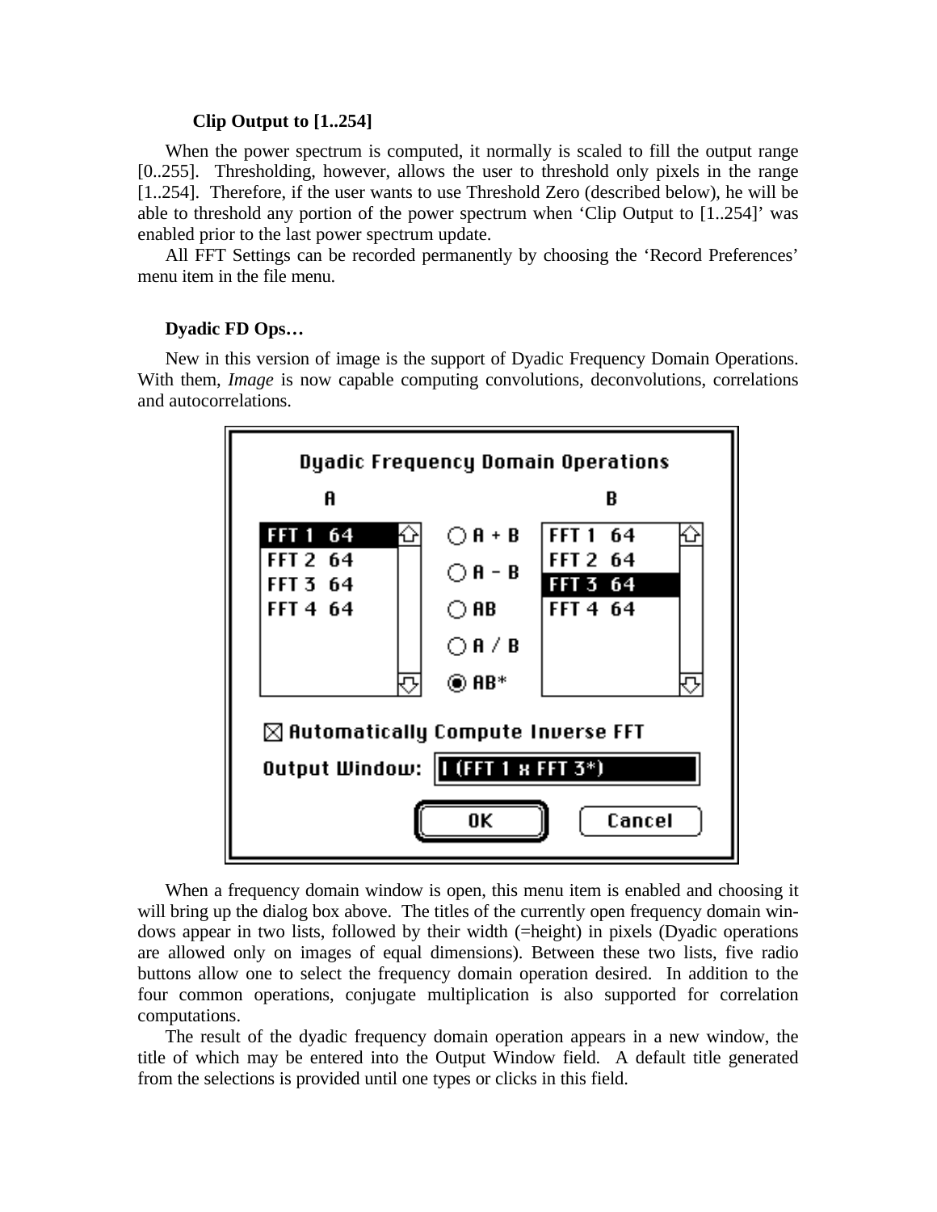### Clip Output to [1..254]

When the power spectrum is computed, it normally is scaled to fill the output range [0..255]. Thresholding, however, allows the user to threshold only pixels in the range [1..254]. Therefore, if the user wants to use Threshold Zero (described below), he will be able to threshold any portion of the power spectrum when 'Clip Output to [1..254]' was enabled prior to the last power spectrum update.

All FFT Settings can be recorded permanently by choosing the 'Record Preferences' menu item in the file menu.

### Dyadic FD Ops…

New in this version of image is the support of Dyadic Frequency Domain Operations. With them, *Image* is now capable computing convolutions, deconvolutions, correlations and autocorrelations.

When a frequency domain window is open, this menu item is enabled and choosing it will bring up the dialog box above. The titles of the currently open frequency domain windows appear in two lists, followed by their width (=height) in pixels (Dyadic operations are allowed only on images of equal dimensions). Between these two lists, five radio buttons allow one to select the frequency domain operation desired. In addition to the four common operations, conjugate multiplication is also supported for correlation computations.

The result of the dyadic frequency domain operation appears in a new window, the title of which may be entered into the Output Window field. A default title generated from the selections is provided until one types or clicks in this field.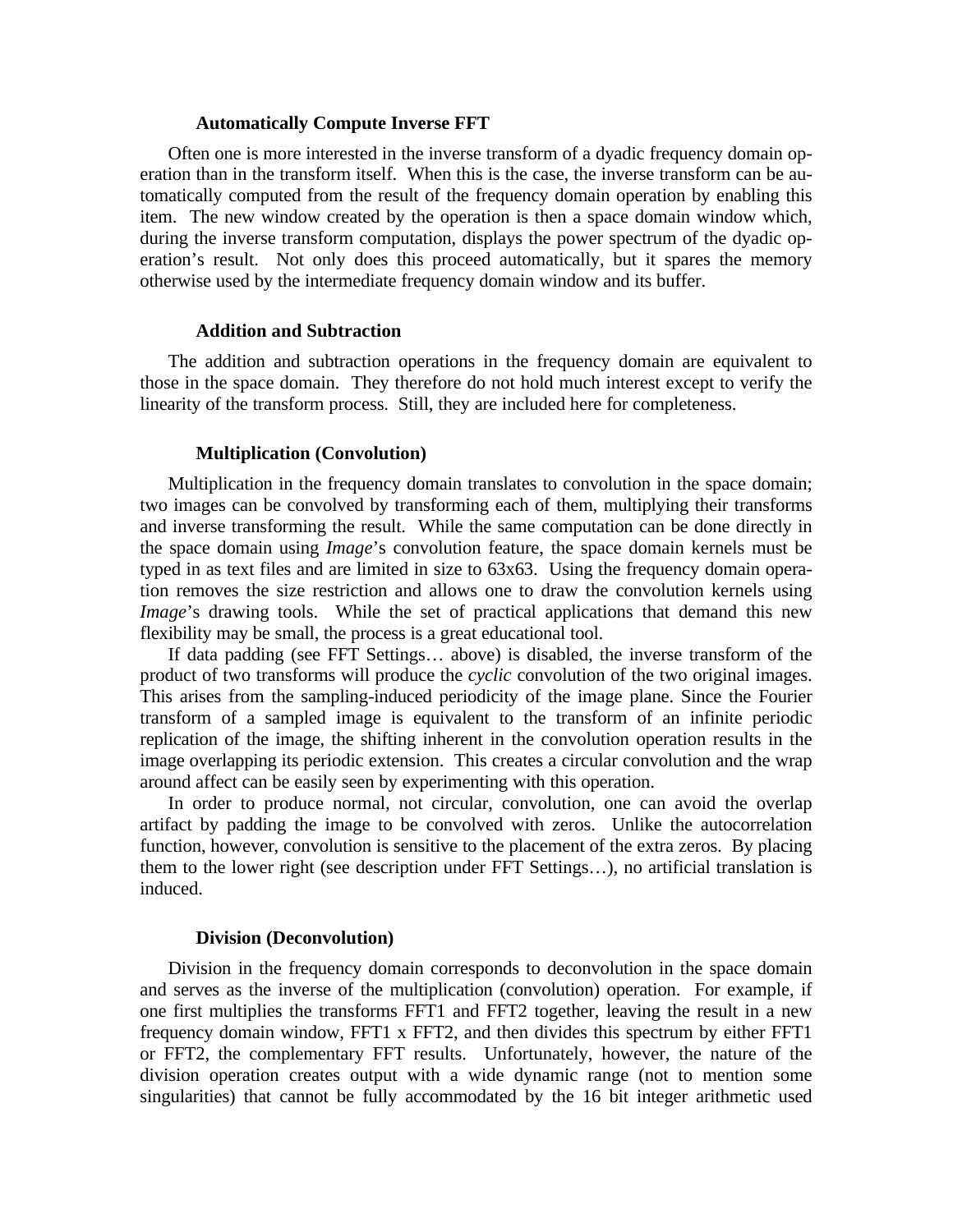### Automatically Compute Inverse FFT

Often one is more interested in the inverse transform of a dyadic frequency domain operation than in the transform itself. When this is the case, the inverse transform can be automatically computed from the result of the frequency domain operation by enabling this item. The new window created by the operation is then a space domain window which, during the inverse transform computation, displays the power spectrum of the dyadic operation's result. Not only does this proceed automatically, but it spares the memory otherwise used by the intermediate frequency domain window and its buffer.

### Addition and Subtraction

The addition and subtraction operations in the frequency domain are equivalent to those in the space domain. They therefore do not hold much interest except to verify the linearity of the transform process. Still, they are included here for completeness.

### Multiplication (Convolution)

Multiplication in the frequency domain translates to convolution in the space domain; two images can be convolved by transforming each of them, multiplying their transforms and inverse transforming the result. While the same computation can be done directly in the space domain using *Image*'s convolution feature, the space domain kernels must be typed in as text files and are limited in size to 63x63. Using the frequency domain operation removes the size restriction and allows one to draw the convolution kernels using *Image*'s drawing tools. While the set of practical applications that demand this new flexibility may be small, the process is a great educational tool.

If data padding (see FFT Settings… above) is disabled, the inverse transform of the product of two transforms will produce the *cyclic* convolution of the two original images. This arises from the sampling-induced periodicity of the image plane. Since the Fourier transform of a sampled image is equivalent to the transform of an infinite periodic replication of the image, the shifting inherent in the convolution operation results in the image overlapping its periodic extension. This creates a circular convolution and the wrap around affect can be easily seen by experimenting with this operation.

In order to produce normal, not circular, convolution, one can avoid the overlap artifact by padding the image to be convolved with zeros. Unlike the autocorrelation function, however, convolution is sensitive to the placement of the extra zeros. By placing them to the lower right (see description under FFT Settings…), no artificial translation is induced.

### Division (Deconvolution)

Division in the frequency domain corresponds to deconvolution in the space domain and serves as the inverse of the multiplication (convolution) operation. For example, if one first multiplies the transforms FFT1 and FFT2 together, leaving the result in a new frequency domain window, FFT1 x FFT2, and then divides this spectrum by either FFT1 or FFT2, the complementary FFT results. Unfortunately, however, the nature of the division operation creates output with a wide dynamic range (not to mention some singularities) that cannot be fully accommodated by the 16 bit integer arithmetic used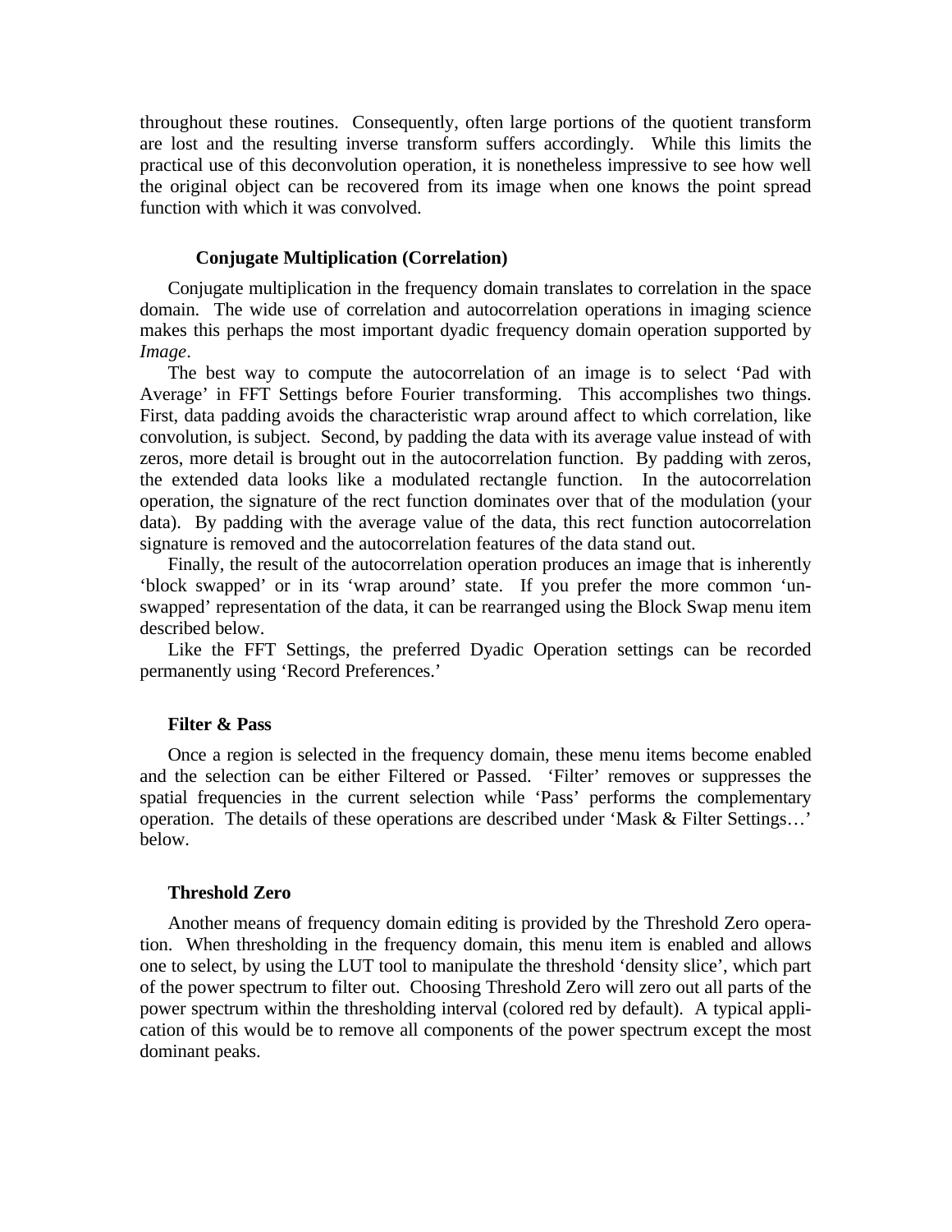throughout these routines. Consequently, often large portions of the quotient transform are lost and the resulting inverse transform suffers accordingly. While this limits the practical use of this deconvolution operation, it is nonetheless impressive to see how well the original object can be recovered from its image when one knows the point spread function with which it was convolved.

### Conjugate Multiplication (Correlation)

Conjugate multiplication in the frequency domain translates to correlation in the space domain. The wide use of correlation and autocorrelation operations in imaging science makes this perhaps the most important dyadic frequency domain operation supported by *Image*.

The best way to compute the autocorrelation of an image is to select 'Pad with Average' in FFT Settings before Fourier transforming. This accomplishes two things. First, data padding avoids the characteristic wrap around affect to which correlation, like convolution, is subject. Second, by padding the data with its average value instead of with zeros, more detail is brought out in the autocorrelation function. By padding with zeros, the extended data looks like a modulated rectangle function. In the autocorrelation operation, the signature of the rect function dominates over that of the modulation (your data). By padding with the average value of the data, this rect function autocorrelation signature is removed and the autocorrelation features of the data stand out.

Finally, the result of the autocorrelation operation produces an image that is inherently 'block swapped' or in its 'wrap around' state. If you prefer the more common 'un-swapped' representation of the data, it can be rearranged using the Block Swap menu item described below.

Like the FFT Settings, the preferred Dyadic Operation settings can be recorded permanently using 'Record Preferences.'

### Filter & Pass

Once a region is selected in the frequency domain, these menu items become enabled and the selection can be either Filtered or Passed. 'Filter' removes or suppresses the spatial frequencies in the current selection while 'Pass' performs the complementary operation. The details of these operations are described under 'Mask & Filter Settings…' below.

### Threshold Zero

Another means of frequency domain editing is provided by the Threshold Zero operation. When thresholding in the frequency domain, this menu item is enabled and allows one to select, by using the LUT tool to manipulate the threshold 'density slice', which part of the power spectrum to filter out. Choosing Threshold Zero will zero out all parts of the power spectrum within the thresholding interval (colored red by default). A typical application of this would be to remove all components of the power spectrum except the most dominant peaks.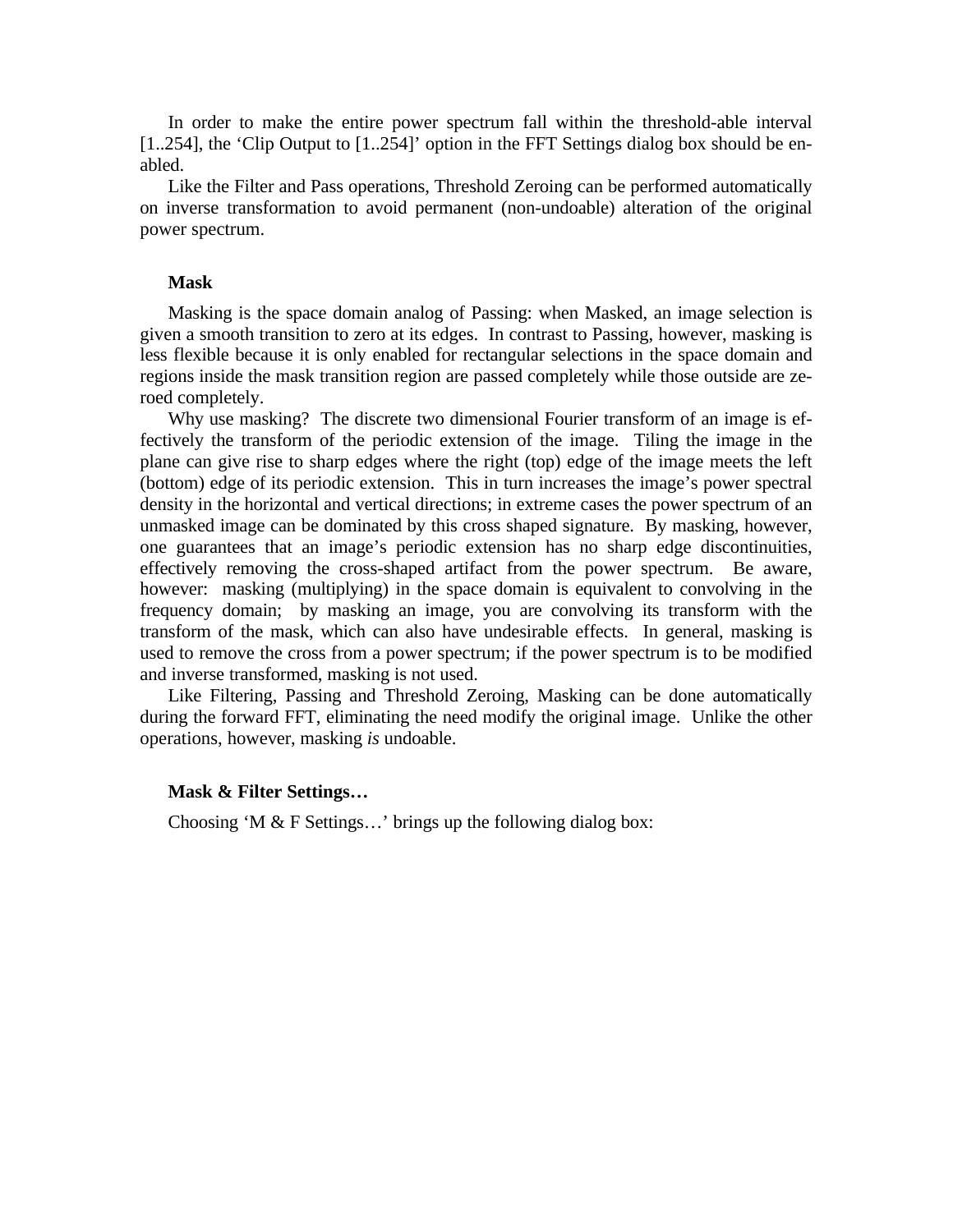In order to make the entire power spectrum fall within the threshold-able interval [1..254], the 'Clip Output to [1..254]' option in the FFT Settings dialog box should be enabled.

Like the Filter and Pass operations, Threshold Zeroing can be performed automatically on inverse transformation to avoid permanent (non-undoable) alteration of the original power spectrum.

### Mask

Masking is the space domain analog of Passing: when Masked, an image selection is given a smooth transition to zero at its edges. In contrast to Passing, however, masking is less flexible because it is only enabled for rectangular selections in the space domain and regions inside the mask transition region are passed completely while those outside are zeroed completely.

Why use masking? The discrete two dimensional Fourier transform of an image is effectively the transform of the periodic extension of the image. Tiling the image in the plane can give rise to sharp edges where the right (top) edge of the image meets the left (bottom) edge of its periodic extension. This in turn increases the image's power spectral density in the horizontal and vertical directions; in extreme cases the power spectrum of an unmasked image can be dominated by this cross shaped signature. By masking, however, one guarantees that an image's periodic extension has no sharp edge discontinuities, effectively removing the cross-shaped artifact from the power spectrum. Be aware, however: masking (multiplying) in the space domain is equivalent to convolving in the frequency domain; by masking an image, you are convolving its transform with the transform of the mask, which can also have undesirable effects. In general, masking is used to remove the cross from a power spectrum; if the power spectrum is to be modified and inverse transformed, masking is not used.

Like Filtering, Passing and Threshold Zeroing, Masking can be done automatically during the forward FFT, eliminating the need modify the original image. Unlike the other operations, however, masking *is* undoable.

### Mask & Filter Settings…

Choosing 'M & F Settings…' brings up the following dialog box: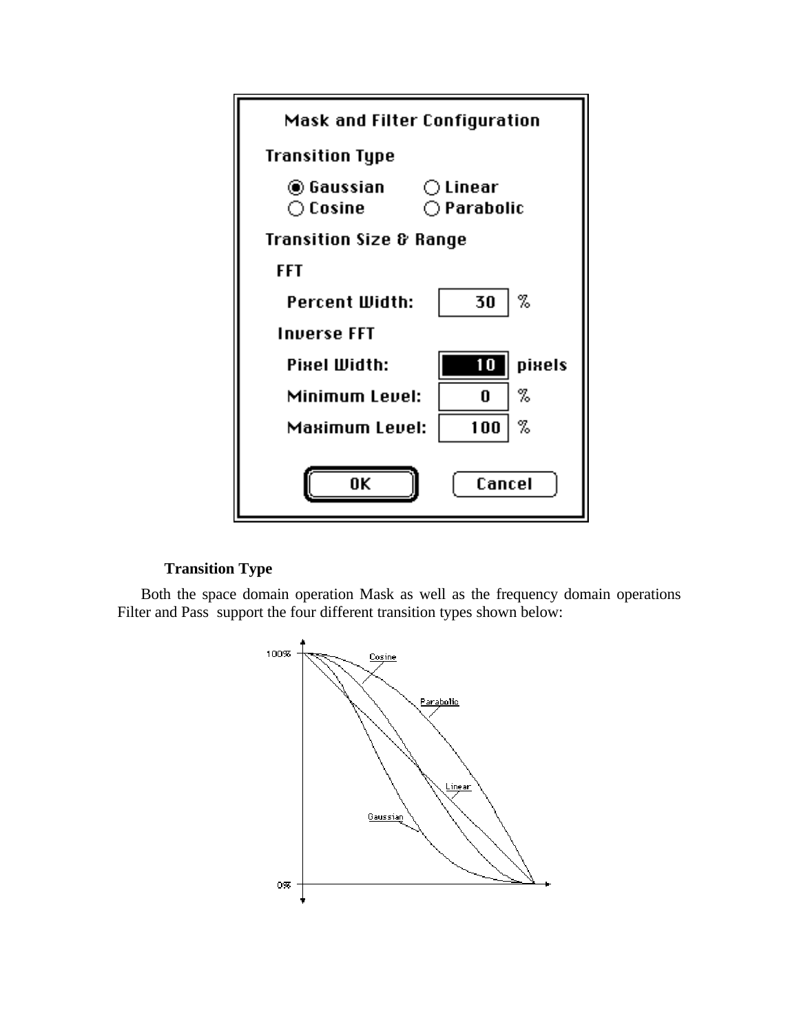**Mask and Filter Configuration**

**Transition Type**

- (●) Gaussian
- ( ) Linear
- ( ) Cosine
- ( ) Parabolic

**Transition Size & Range**

**FFT**

Percent Width: 30 %

**Inverse FFT**

Pixel Width: 10 pixels

Minimum Level: 0 %

Maximum Level: 100 %

OK     Cancel

### Transition Type

Both the space domain operation Mask as well as the frequency domain operations Filter and Pass support the four different transition types shown below: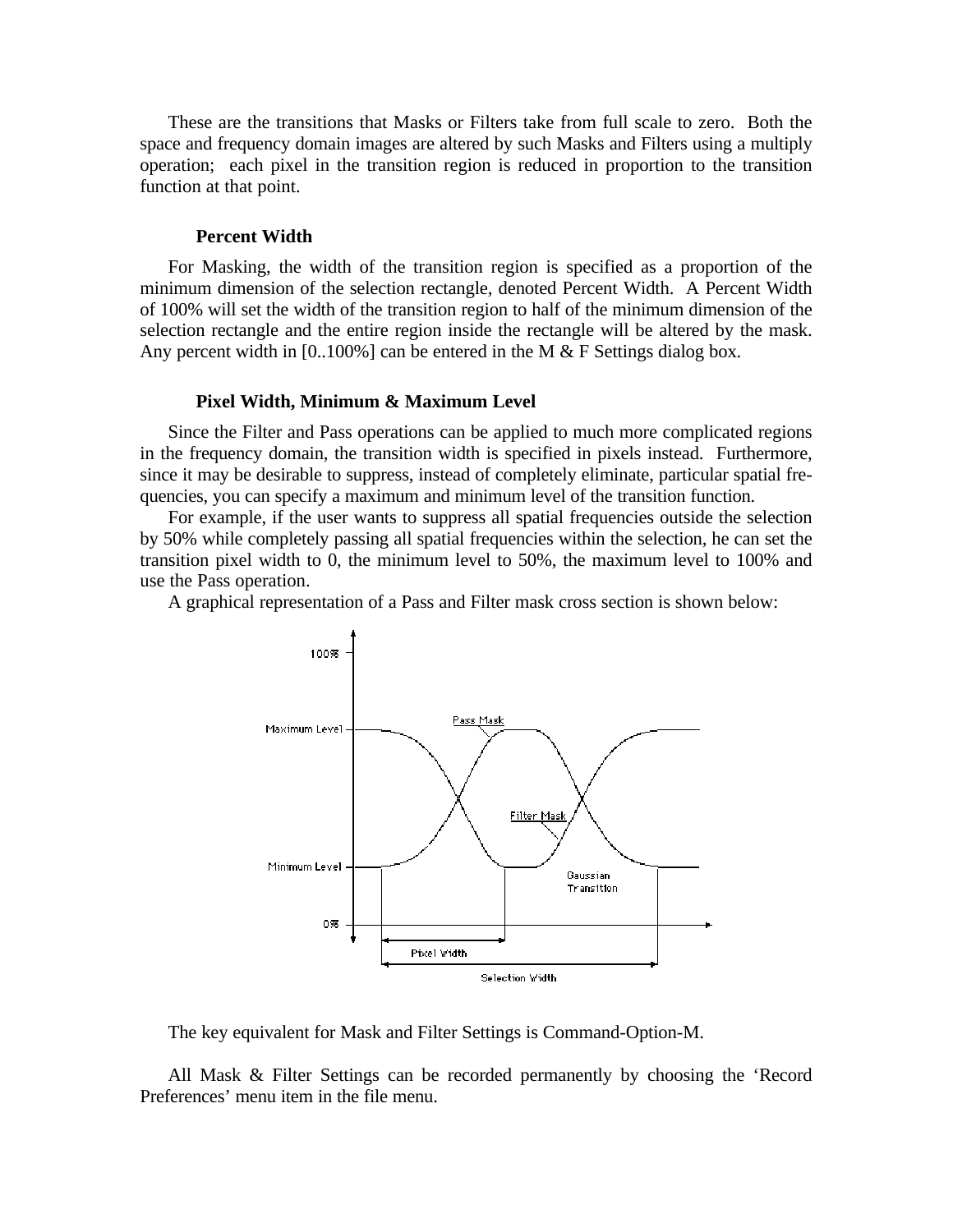These are the transitions that Masks or Filters take from full scale to zero. Both the space and frequency domain images are altered by such Masks and Filters using a multiply operation; each pixel in the transition region is reduced in proportion to the transition function at that point.

### Percent Width

For Masking, the width of the transition region is specified as a proportion of the minimum dimension of the selection rectangle, denoted Percent Width. A Percent Width of 100% will set the width of the transition region to half of the minimum dimension of the selection rectangle and the entire region inside the rectangle will be altered by the mask. Any percent width in [0..100%] can be entered in the M & F Settings dialog box.

### Pixel Width, Minimum & Maximum Level

Since the Filter and Pass operations can be applied to much more complicated regions in the frequency domain, the transition width is specified in pixels instead. Furthermore, since it may be desirable to suppress, instead of completely eliminate, particular spatial frequencies, you can specify a maximum and minimum level of the transition function.

For example, if the user wants to suppress all spatial frequencies outside the selection by 50% while completely passing all spatial frequencies within the selection, he can set the transition pixel width to 0, the minimum level to 50%, the maximum level to 100% and use the Pass operation.

A graphical representation of a Pass and Filter mask cross section is shown below:

The key equivalent for Mask and Filter Settings is Command-Option-M.

All Mask & Filter Settings can be recorded permanently by choosing the 'Record Preferences' menu item in the file menu.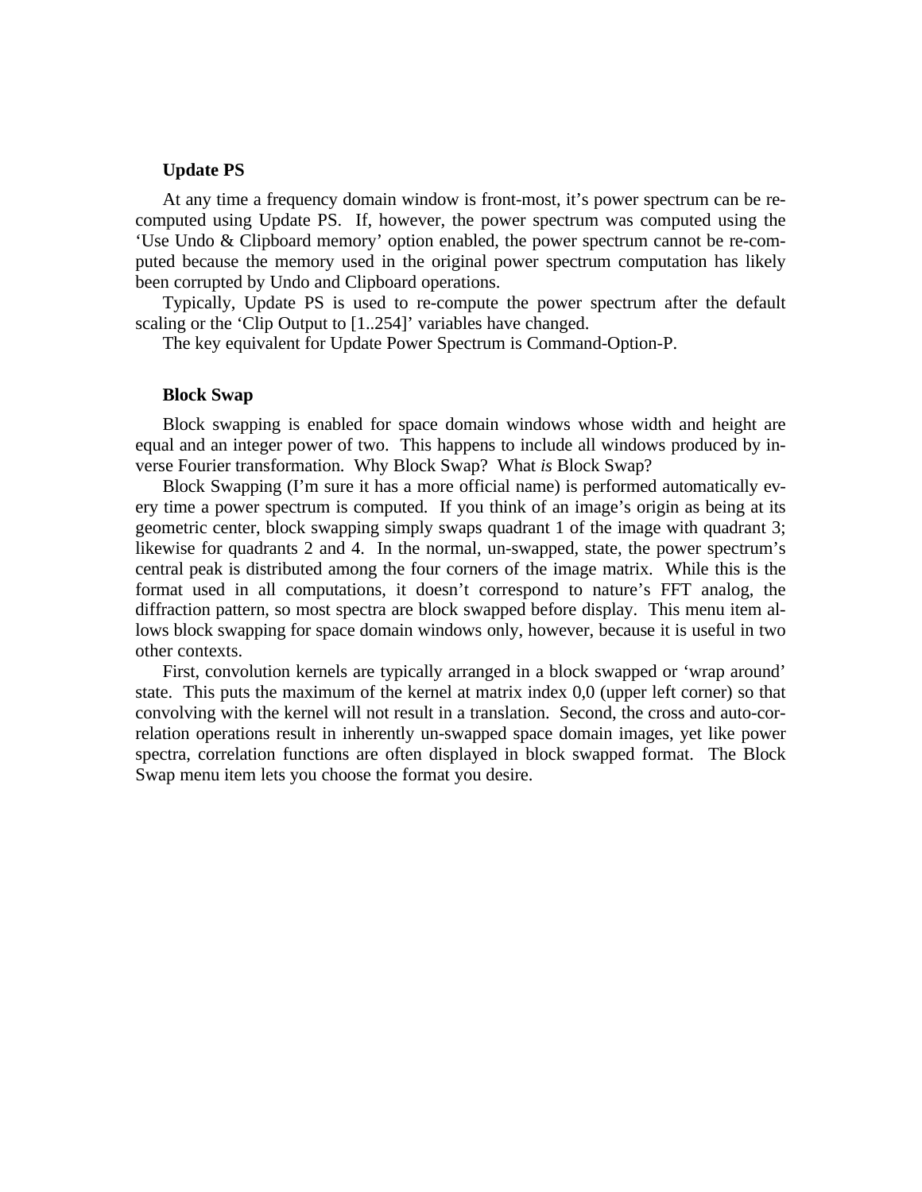### Update PS

At any time a frequency domain window is front-most, it's power spectrum can be re-computed using Update PS. If, however, the power spectrum was computed using the 'Use Undo & Clipboard memory' option enabled, the power spectrum cannot be re-computed because the memory used in the original power spectrum computation has likely been corrupted by Undo and Clipboard operations.

Typically, Update PS is used to re-compute the power spectrum after the default scaling or the 'Clip Output to [1..254]' variables have changed.

The key equivalent for Update Power Spectrum is Command-Option-P.

### Block Swap

Block swapping is enabled for space domain windows whose width and height are equal and an integer power of two. This happens to include all windows produced by inverse Fourier transformation. Why Block Swap? What *is* Block Swap?

Block Swapping (I'm sure it has a more official name) is performed automatically every time a power spectrum is computed. If you think of an image's origin as being at its geometric center, block swapping simply swaps quadrant 1 of the image with quadrant 3; likewise for quadrants 2 and 4. In the normal, un-swapped, state, the power spectrum's central peak is distributed among the four corners of the image matrix. While this is the format used in all computations, it doesn't correspond to nature's FFT analog, the diffraction pattern, so most spectra are block swapped before display. This menu item allows block swapping for space domain windows only, however, because it is useful in two other contexts.

First, convolution kernels are typically arranged in a block swapped or 'wrap around' state. This puts the maximum of the kernel at matrix index 0,0 (upper left corner) so that convolving with the kernel will not result in a translation. Second, the cross and auto-correlation operations result in inherently un-swapped space domain images, yet like power spectra, correlation functions are often displayed in block swapped format. The Block Swap menu item lets you choose the format you desire.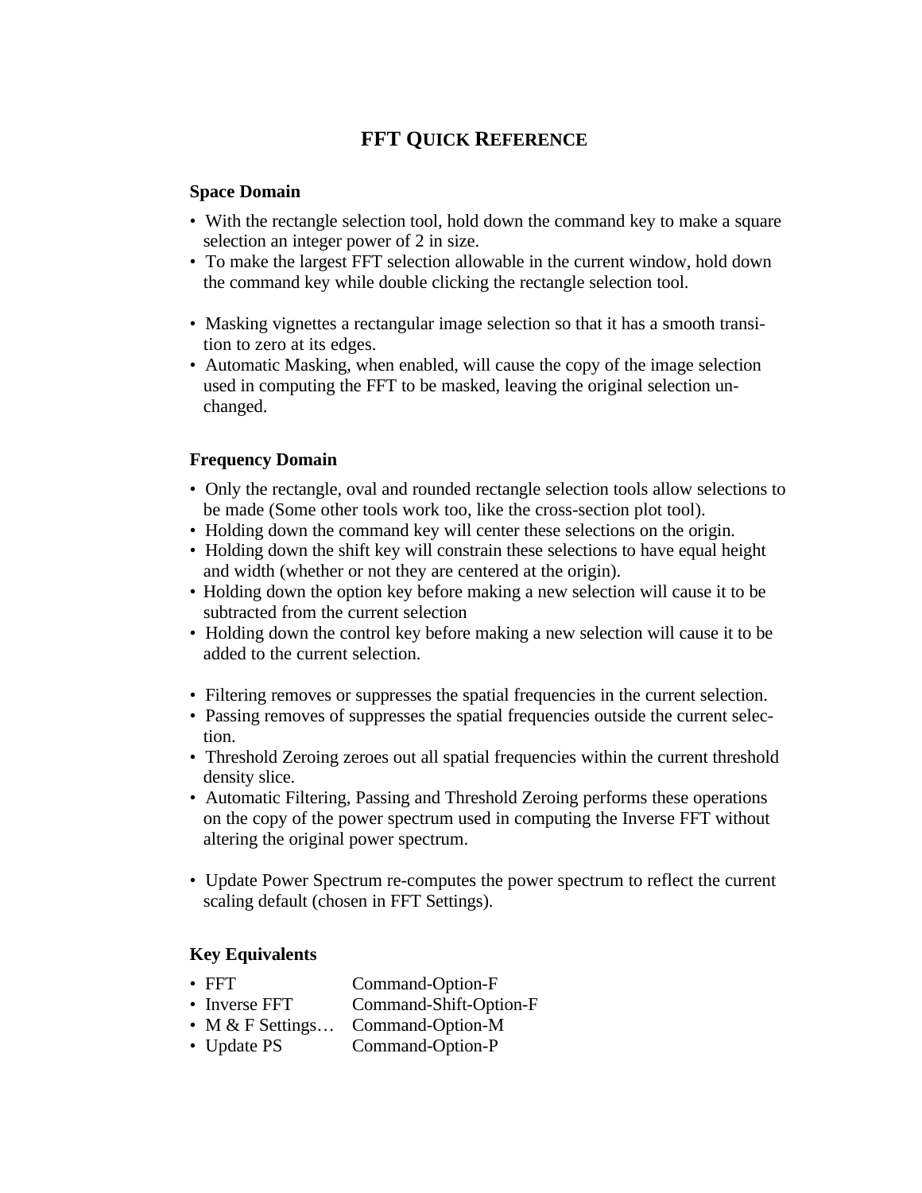# FFT Quick Reference

### Space Domain

- With the rectangle selection tool, hold down the command key to make a square selection an integer power of 2 in size.
- To make the largest FFT selection allowable in the current window, hold down the command key while double clicking the rectangle selection tool.

- Masking vignettes a rectangular image selection so that it has a smooth transition to zero at its edges.
- Automatic Masking, when enabled, will cause the copy of the image selection used in computing the FFT to be masked, leaving the original selection unchanged.

### Frequency Domain

- Only the rectangle, oval and rounded rectangle selection tools allow selections to be made (Some other tools work too, like the cross-section plot tool).
- Holding down the command key will center these selections on the origin.
- Holding down the shift key will constrain these selections to have equal height and width (whether or not they are centered at the origin).
- Holding down the option key before making a new selection will cause it to be subtracted from the current selection
- Holding down the control key before making a new selection will cause it to be added to the current selection.

- Filtering removes or suppresses the spatial frequencies in the current selection.
- Passing removes of suppresses the spatial frequencies outside the current selection.
- Threshold Zeroing zeroes out all spatial frequencies within the current threshold density slice.
- Automatic Filtering, Passing and Threshold Zeroing performs these operations on the copy of the power spectrum used in computing the Inverse FFT without altering the original power spectrum.

- Update Power Spectrum re-computes the power spectrum to reflect the current scaling default (chosen in FFT Settings).

### Key Equivalents

- FFT Command-Option-F
- Inverse FFT Command-Shift-Option-F
- M & F Settings… Command-Option-M
- Update PS Command-Option-P